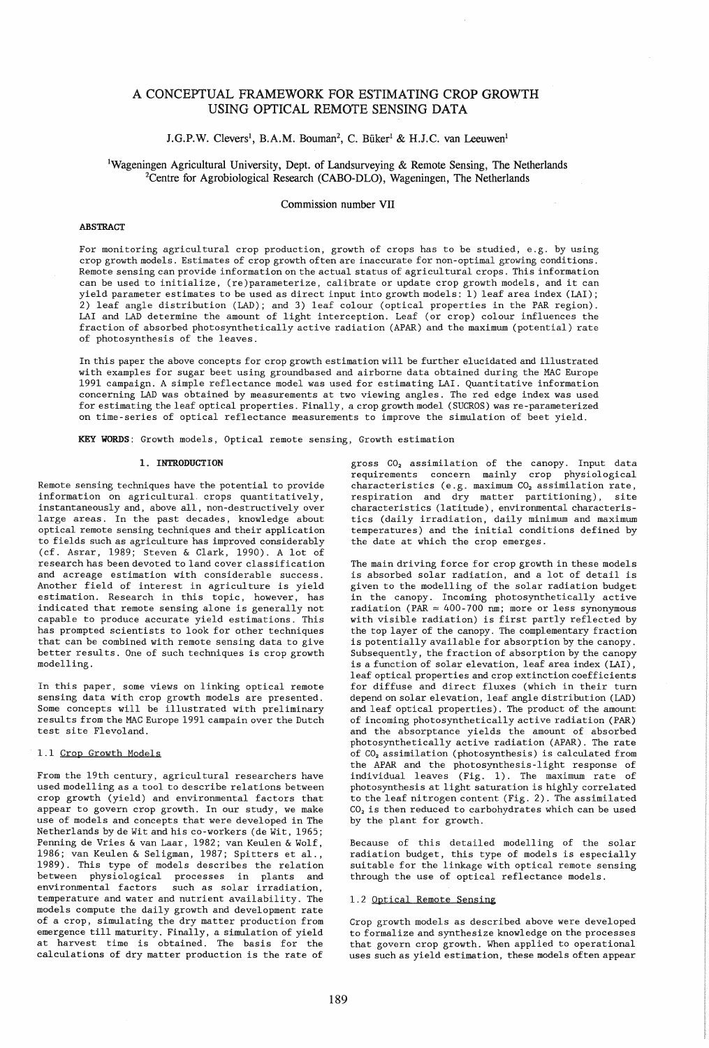# A CONCEPTUAL FRAMEWORK FOR ESTIMATING CROP GROWTH USING OPTICAL REMOTE SENSING DATA

J.G.P.W. Clevers[1], B.A.M. Bouman[2], C. Büker[1] & H.J.C. van Leeuwen[1]

[1]Wageningen Agricultural University, Dept. of Landsurveying & Remote Sensing, The Netherlands
[2]Centre for Agrobiological Research (CABO-DLO), Wageningen, The Netherlands

Commission number VII

## ABSTRACT

For monitoring agricultural crop production, growth of crops has to be studied, e.g. by using crop growth models. Estimates of crop growth often are inaccurate for non-optimal growing conditions. Remote sensing can provide information on the actual status of agricultural crops. This information can be used to initialize, (re)parameterize, calibrate or update crop growth models, and it can yield parameter estimates to be used as direct input into growth models: 1) leaf area index (LAI); 2) leaf angle distribution (LAD); and 3) leaf colour (optical properties in the PAR region). LAI and LAD determine the amount of light interception. Leaf (or crop) colour influences the fraction of absorbed photosynthetically active radiation (APAR) and the maximum (potential) rate of photosynthesis of the leaves.

In this paper the above concepts for crop growth estimation will be further elucidated and illustrated with examples for sugar beet using groundbased and airborne data obtained during the MAC Europe 1991 campaign. A simple reflectance model was used for estimating LAI. Quantitative information concerning LAD was obtained by measurements at two viewing angles. The red edge index was used for estimating the leaf optical properties. Finally, a crop growth model (SUCROS) was re-parameterized on time-series of optical reflectance measurements to improve the simulation of beet yield.

**KEY WORDS**: Growth models, Optical remote sensing, Growth estimation

## 1. INTRODUCTION

Remote sensing techniques have the potential to provide information on agricultural crops quantitatively, instantaneously and, above all, non-destructively over large areas. In the past decades, knowledge about optical remote sensing techniques and their application to fields such as agriculture has improved considerably (cf. Asrar, 1989; Steven & Clark, 1990). A lot of research has been devoted to land cover classification and acreage estimation with considerable success. Another field of interest in agriculture is yield estimation. Research in this topic, however, has indicated that remote sensing alone is generally not capable to produce accurate yield estimations. This has prompted scientists to look for other techniques that can be combined with remote sensing data to give better results. One of such techniques is crop growth modelling.

In this paper, some views on linking optical remote sensing data with crop growth models are presented. Some concepts will be illustrated with preliminary results from the MAC Europe 1991 campain over the Dutch test site Flevoland.

### 1.1 Crop Growth Models

From the 19th century, agricultural researchers have used modelling as a tool to describe relations between crop growth (yield) and environmental factors that appear to govern crop growth. In our study, we make use of models and concepts that were developed in The Netherlands by de Wit and his co-workers (de Wit, 1965; Penning de Vries & van Laar, 1982; van Keulen & Wolf, 1986; van Keulen & Seligman, 1987; Spitters et al., 1989). This type of models describes the relation between physiological processes in plants and environmental factors such as solar irradiation, temperature and water and nutrient availability. The models compute the daily growth and development rate of a crop, simulating the dry matter production from emergence till maturity. Finally, a simulation of yield at harvest time is obtained. The basis for the calculations of dry matter production is the rate of gross $CO_2$ assimilation of the canopy. Input data requirements concern mainly crop physiological characteristics (e.g. maximum $CO_2$ assimilation rate, respiration and dry matter partitioning), site characteristics (latitude), environmental characteristics (daily irradiation, daily minimum and maximum temperatures) and the initial conditions defined by the date at which the crop emerges.

The main driving force for crop growth in these models is absorbed solar radiation, and a lot of detail is given to the modelling of the solar radiation budget in the canopy. Incoming photosynthetically active radiation (PAR ≈ 400-700 nm; more or less synonymous with visible radiation) is first partly reflected by the top layer of the canopy. The complementary fraction is potentially available for absorption by the canopy. Subsequently, the fraction of absorption by the canopy is a function of solar elevation, leaf area index (LAI), leaf optical properties and crop extinction coefficients for diffuse and direct fluxes (which in their turn depend on solar elevation, leaf angle distribution (LAD) and leaf optical properties). The product of the amount of incoming photosynthetically active radiation (PAR) and the absorptance yields the amount of absorbed photosynthetically active radiation (APAR). The rate of $CO_2$ assimilation (photosynthesis) is calculated from the APAR and the photosynthesis-light response of individual leaves (Fig. 1). The maximum rate of photosynthesis at light saturation is highly correlated to the leaf nitrogen content (Fig. 2). The assimilated $CO_2$ is then reduced to carbohydrates which can be used by the plant for growth.

Because of this detailed modelling of the solar radiation budget, this type of models is especially suitable for the linkage with optical remote sensing through the use of optical reflectance models.

### 1.2 Optical Remote Sensing

Crop growth models as described above were developed to formalize and synthesize knowledge on the processes that govern crop growth. When applied to operational uses such as yield estimation, these models often appear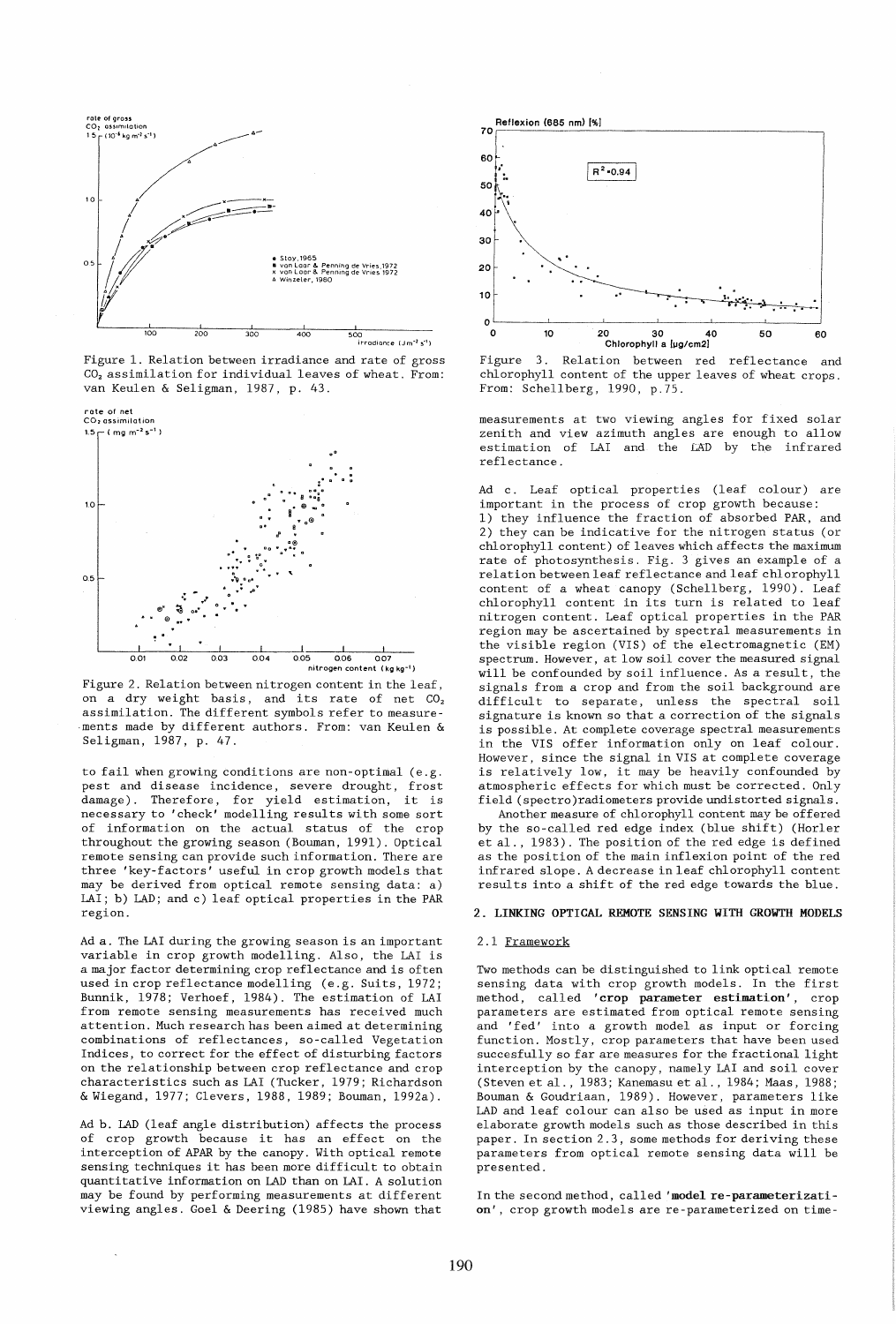Figure 1. Relation between irradiance and rate of gross $CO_2$ assimilation for individual leaves of wheat. From: van Keulen & Seligman, 1987, p. 43.

Figure 2. Relation between nitrogen content in the leaf, on a dry weight basis, and its rate of net $CO_2$ assimilation. The different symbols refer to measurements made by different authors. From: van Keulen & Seligman, 1987, p. 47.

to fail when growing conditions are non-optimal (e.g. pest and disease incidence, severe drought, frost damage). Therefore, for yield estimation, it is necessary to 'check' modelling results with some sort of information on the actual status of the crop throughout the growing season (Bouman, 1991). Optical remote sensing can provide such information. There are three 'key-factors' useful in crop growth models that may be derived from optical remote sensing data: a) LAI; b) LAD; and c) leaf optical properties in the PAR region.

Ad a. The LAI during the growing season is an important variable in crop growth modelling. Also, the LAI is a major factor determining crop reflectance and is often used in crop reflectance modelling (e.g. Suits, 1972; Bunnik, 1978; Verhoef, 1984). The estimation of LAI from remote sensing measurements has received much attention. Much research has been aimed at determining combinations of reflectances, so-called Vegetation Indices, to correct for the effect of disturbing factors on the relationship between crop reflectance and crop characteristics such as LAI (Tucker, 1979; Richardson & Wiegand, 1977; Clevers, 1988, 1989; Bouman, 1992a).

Ad b. LAD (leaf angle distribution) affects the process of crop growth because it has an effect on the interception of APAR by the canopy. With optical remote sensing techniques it has been more difficult to obtain quantitative information on LAD than on LAI. A solution may be found by performing measurements at different viewing angles. Goel & Deering (1985) have shown that

Figure 3. Relation between red reflectance and chlorophyll content of the upper leaves of wheat crops. From: Schellberg, 1990, p.75.

measurements at two viewing angles for fixed solar zenith and view azimuth angles are enough to allow estimation of LAI and the LAD by the infrared reflectance.

Ad c. Leaf optical properties (leaf colour) are important in the process of crop growth because:
1) they influence the fraction of absorbed PAR, and
2) they can be indicative for the nitrogen status (or chlorophyll content) of leaves which affects the maximum rate of photosynthesis. Fig. 3 gives an example of a relation between leaf reflectance and leaf chlorophyll content of a wheat canopy (Schellberg, 1990). Leaf chlorophyll content in its turn is related to leaf nitrogen content. Leaf optical properties in the PAR region may be ascertained by spectral measurements in the visible region (VIS) of the electromagnetic (EM) spectrum. However, at low soil cover the measured signal will be confounded by soil influence. As a result, the signals from a crop and from the soil background are difficult to separate, unless the spectral soil signature is known so that a correction of the signals is possible. At complete coverage spectral measurements in the VIS offer information only on leaf colour. However, since the signal in VIS at complete coverage is relatively low, it may be heavily confounded by atmospheric effects for which must be corrected. Only field (spectro)radiometers provide undistorted signals.

Another measure of chlorophyll content may be offered by the so-called red edge index (blue shift) (Horler et al., 1983). The position of the red edge is defined as the position of the main inflexion point of the red infrared slope. A decrease in leaf chlorophyll content results into a shift of the red edge towards the blue.

## 2. LINKING OPTICAL REMOTE SENSING WITH GROWTH MODELS

### 2.1 Framework

Two methods can be distinguished to link optical remote sensing data with crop growth models. In the first method, called **'crop parameter estimation'**, crop parameters are estimated from optical remote sensing and 'fed' into a growth model as input or forcing function. Mostly, crop parameters that have been used succesfully so far are measures for the fractional light interception by the canopy, namely LAI and soil cover (Steven et al., 1983; Kanemasu et al., 1984; Maas, 1988; Bouman & Goudriaan, 1989). However, parameters like LAD and leaf colour can also be used as input in more elaborate growth models such as those described in this paper. In section 2.3, some methods for deriving these parameters from optical remote sensing data will be presented.

In the second method, called **'model re-parameterization'**, crop growth models are re-parameterized on time-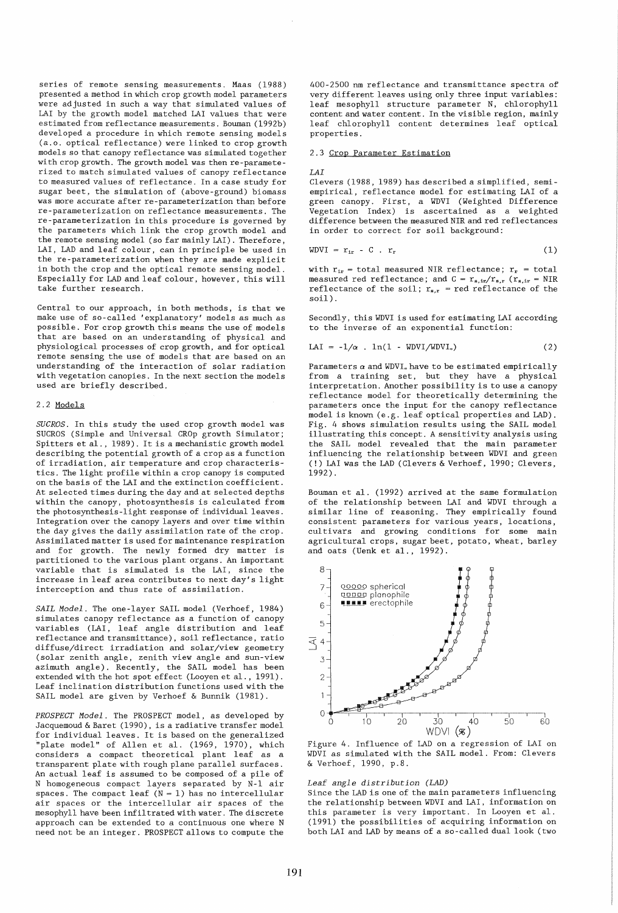series of remote sensing measurements. Maas (1988) presented a method in which crop growth model parameters were adjusted in such a way that simulated values of LAI by the growth model matched LAI values that were estimated from reflectance measurements. Bouman (1992b) developed a procedure in which remote sensing models (a.o. optical reflectance) were linked to crop growth models so that canopy reflectance was simulated together with crop growth. The growth model was then re-parameterized to match simulated values of canopy reflectance to measured values of reflectance. In a case study for sugar beet, the simulation of (above-ground) biomass was more accurate after re-parameterization than before re-parameterization on reflectance measurements. The re-parameterization in this procedure is governed by the parameters which link the crop growth model and the remote sensing model (so far mainly LAI). Therefore, LAI, LAD and leaf colour, can in principle be used in the re-parameterization when they are made explicit in both the crop and the optical remote sensing model. Especially for LAD and leaf colour, however, this will take further research.

Central to our approach, in both methods, is that we make use of so-called 'explanatory' models as much as possible. For crop growth this means the use of models that are based on an understanding of physical and physiological processes of crop growth, and for optical remote sensing the use of models that are based on an understanding of the interaction of solar radiation with vegetation canopies. In the next section the models used are briefly described.

## 2.2 Models

*SUCROS*. In this study the used crop growth model was SUCROS (Simple and Universal CROp growth Simulator; Spitters et al., 1989). It is a mechanistic growth model describing the potential growth of a crop as a function of irradiation, air temperature and crop characteristics. The light profile within a crop canopy is computed on the basis of the LAI and the extinction coefficient. At selected times during the day and at selected depths within the canopy, photosynthesis is calculated from the photosynthesis-light response of individual leaves. Integration over the canopy layers and over time within the day gives the daily assimilation rate of the crop. Assimilated matter is used for maintenance respiration and for growth. The newly formed dry matter is partitioned to the various plant organs. An important variable that is simulated is the LAI, since the increase in leaf area contributes to next day's light interception and thus rate of assimilation.

*SAIL Model*. The one-layer SAIL model (Verhoef, 1984) simulates canopy reflectance as a function of canopy variables (LAI, leaf angle distribution and leaf reflectance and transmittance), soil reflectance, ratio diffuse/direct irradiation and solar/view geometry (solar zenith angle, zenith view angle and sun-view azimuth angle). Recently, the SAIL model has been extended with the hot spot effect (Looyen et al., 1991). Leaf inclination distribution functions used with the SAIL model are given by Verhoef & Bunnik (1981).

*PROSPECT Model*. The PROSPECT model, as developed by Jacquemoud & Baret (1990), is a radiative transfer model for individual leaves. It is based on the generalized "plate model" of Allen et al. (1969, 1970), which considers a compact theoretical plant leaf as a transparent plate with rough plane parallel surfaces. An actual leaf is assumed to be composed of a pile of N homogeneous compact layers separated by N-1 air spaces. The compact leaf (N = 1) has no intercellular air spaces or the intercellular air spaces of the mesophyll have been infiltrated with water. The discrete approach can be extended to a continuous one where N need not be an integer. PROSPECT allows to compute the 400-2500 nm reflectance and transmittance spectra of very different leaves using only three input variables: leaf mesophyll structure parameter N, chlorophyll content and water content. In the visible region, mainly leaf chlorophyll content determines leaf optical properties.

## 2.3 Crop Parameter Estimation

*LAI*

Clevers (1988, 1989) has described a simplified, semi-empirical, reflectance model for estimating LAI of a green canopy. First, a WDVI (Weighted Difference Vegetation Index) is ascertained as a weighted difference between the measured NIR and red reflectances in order to correct for soil background:

$$\text{WDVI} = r_{ir} - C \cdot r_r \qquad (1)$$

with $r_{ir}$ = total measured NIR reflectance; $r_r$ = total measured red reflectance; and $C = r_{s,ir}/r_{s,r}$ ($r_{s,ir}$ = NIR reflectance of the soil; $r_{s,r}$ = red reflectance of the soil).

Secondly, this WDVI is used for estimating LAI according to the inverse of an exponential function:

$$\text{LAI} = -1/\alpha \cdot \ln(1 - \text{WDVI}/\text{WDVI}_\infty) \qquad (2)$$

Parameters $\alpha$ and $\text{WDVI}_\infty$ have to be estimated empirically from a training set, but they have a physical interpretation. Another possibility is to use a canopy reflectance model for theoretically determining the parameters once the input for the canopy reflectance model is known (e.g. leaf optical properties and LAD). Fig. 4 shows simulation results using the SAIL model illustrating this concept. A sensitivity analysis using the SAIL model revealed that the main parameter influencing the relationship between WDVI and green (!) LAI was the LAD (Clevers & Verhoef, 1990; Clevers, 1992).

Bouman et al. (1992) arrived at the same formulation of the relationship between LAI and WDVI through a similar line of reasoning. They empirically found consistent parameters for various years, locations, cultivars and growing conditions for some main agricultural crops, sugar beet, potato, wheat, barley and oats (Uenk et al., 1992).

Figure 4. Influence of LAD on a regression of LAI on WDVI as simulated with the SAIL model. From: Clevers & Verhoef, 1990, p.8.

*Leaf angle distribution (LAD)*

Since the LAD is one of the main parameters influencing the relationship between WDVI and LAI, information on this parameter is very important. In Looyen et al. (1991) the possibilities of acquiring information on both LAI and LAD by means of a so-called dual look (two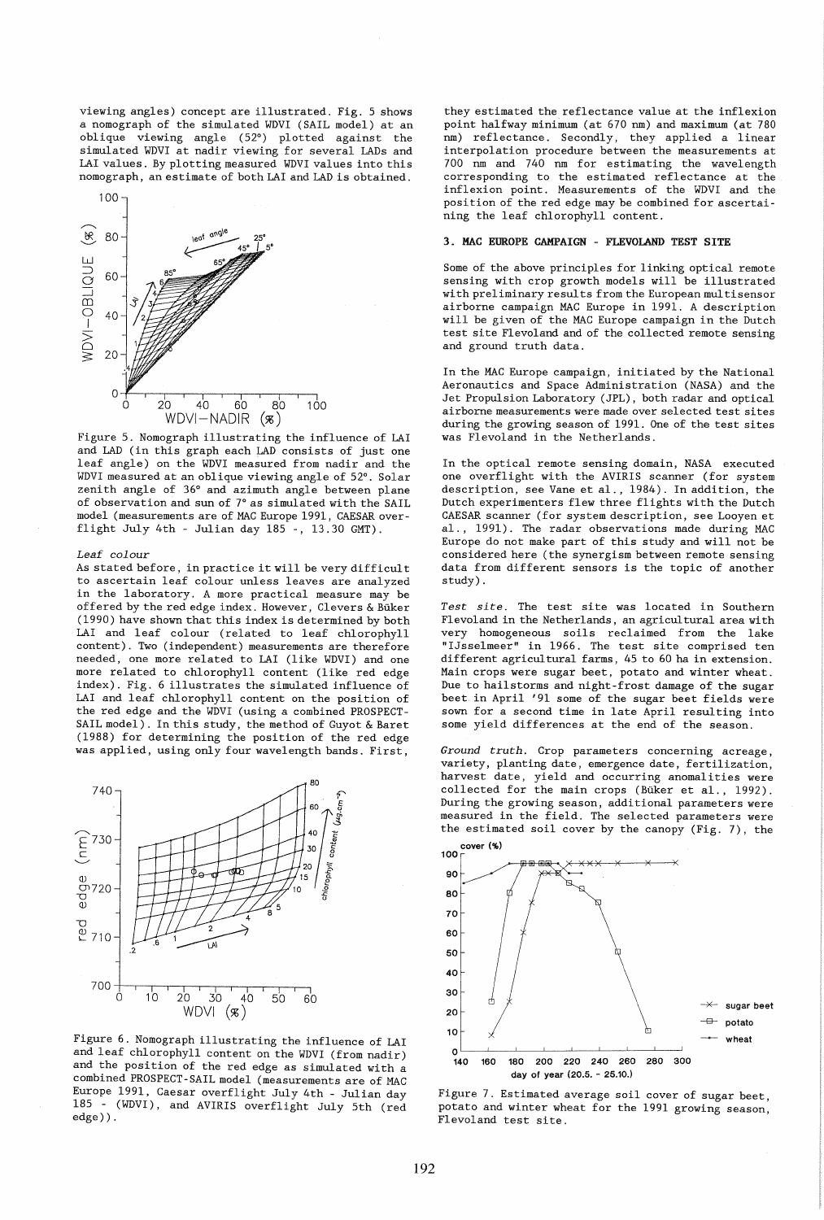viewing angles) concept are illustrated. Fig. 5 shows a nomograph of the simulated WDVI (SAIL model) at an oblique viewing angle (52°) plotted against the simulated WDVI at nadir viewing for several LADs and LAI values. By plotting measured WDVI values into this nomograph, an estimate of both LAI and LAD is obtained.

Figure 5. Nomograph illustrating the influence of LAI and LAD (in this graph each LAD consists of just one leaf angle) on the WDVI measured from nadir and the WDVI measured at an oblique viewing angle of 52°. Solar zenith angle of 36° and azimuth angle between plane of observation and sun of 7° as simulated with the SAIL model (measurements are of MAC Europe 1991, CAESAR overflight July 4th - Julian day 185 -, 13.30 GMT).

*Leaf colour*
As stated before, in practice it will be very difficult to ascertain leaf colour unless leaves are analyzed in the laboratory. A more practical measure may be offered by the red edge index. However, Clevers & Büker (1990) have shown that this index is determined by both LAI and leaf colour (related to leaf chlorophyll content). Two (independent) measurements are therefore needed, one more related to LAI (like WDVI) and one more related to chlorophyll content (like red edge index). Fig. 6 illustrates the simulated influence of LAI and leaf chlorophyll content on the position of the red edge and the WDVI (using a combined PROSPECT-SAIL model). In this study, the method of Guyot & Baret (1988) for determining the position of the red edge was applied, using only four wavelength bands. First,

Figure 6. Nomograph illustrating the influence of LAI and leaf chlorophyll content on the WDVI (from nadir) and the position of the red edge as simulated with a combined PROSPECT-SAIL model (measurements are of MAC Europe 1991, Caesar overflight July 4th - Julian day 185 - (WDVI), and AVIRIS overflight July 5th (red edge)).

they estimated the reflectance value at the inflexion point halfway minimum (at 670 nm) and maximum (at 780 nm) reflectance. Secondly, they applied a linear interpolation procedure between the measurements at 700 nm and 740 nm for estimating the wavelength corresponding to the estimated reflectance at the inflexion point. Measurements of the WDVI and the position of the red edge may be combined for ascertaining the leaf chlorophyll content.

## 3. MAC EUROPE CAMPAIGN - FLEVOLAND TEST SITE

Some of the above principles for linking optical remote sensing with crop growth models will be illustrated with preliminary results from the European multisensor airborne campaign MAC Europe in 1991. A description will be given of the MAC Europe campaign in the Dutch test site Flevoland and of the collected remote sensing and ground truth data.

In the MAC Europe campaign, initiated by the National Aeronautics and Space Administration (NASA) and the Jet Propulsion Laboratory (JPL), both radar and optical airborne measurements were made over selected test sites during the growing season of 1991. One of the test sites was Flevoland in the Netherlands.

In the optical remote sensing domain, NASA executed one overflight with the AVIRIS scanner (for system description, see Vane et al., 1984). In addition, the Dutch experimenters flew three flights with the Dutch CAESAR scanner (for system description, see Looyen et al., 1991). The radar observations made during MAC Europe do not make part of this study and will not be considered here (the synergism between remote sensing data from different sensors is the topic of another study).

*Test site.* The test site was located in Southern Flevoland in the Netherlands, an agricultural area with very homogeneous soils reclaimed from the lake "IJsselmeer" in 1966. The test site comprised ten different agricultural farms, 45 to 60 ha in extension. Main crops were sugar beet, potato and winter wheat. Due to hailstorms and night-frost damage of the sugar beet in April '91 some of the sugar beet fields were sown for a second time in late April resulting into some yield differences at the end of the season.

*Ground truth.* Crop parameters concerning acreage, variety, planting date, emergence date, fertilization, harvest date, yield and occurring anomalities were collected for the main crops (Büker et al., 1992). During the growing season, additional parameters were measured in the field. The selected parameters were the estimated soil cover by the canopy (Fig. 7), the

Figure 7. Estimated average soil cover of sugar beet, potato and winter wheat for the 1991 growing season, Flevoland test site.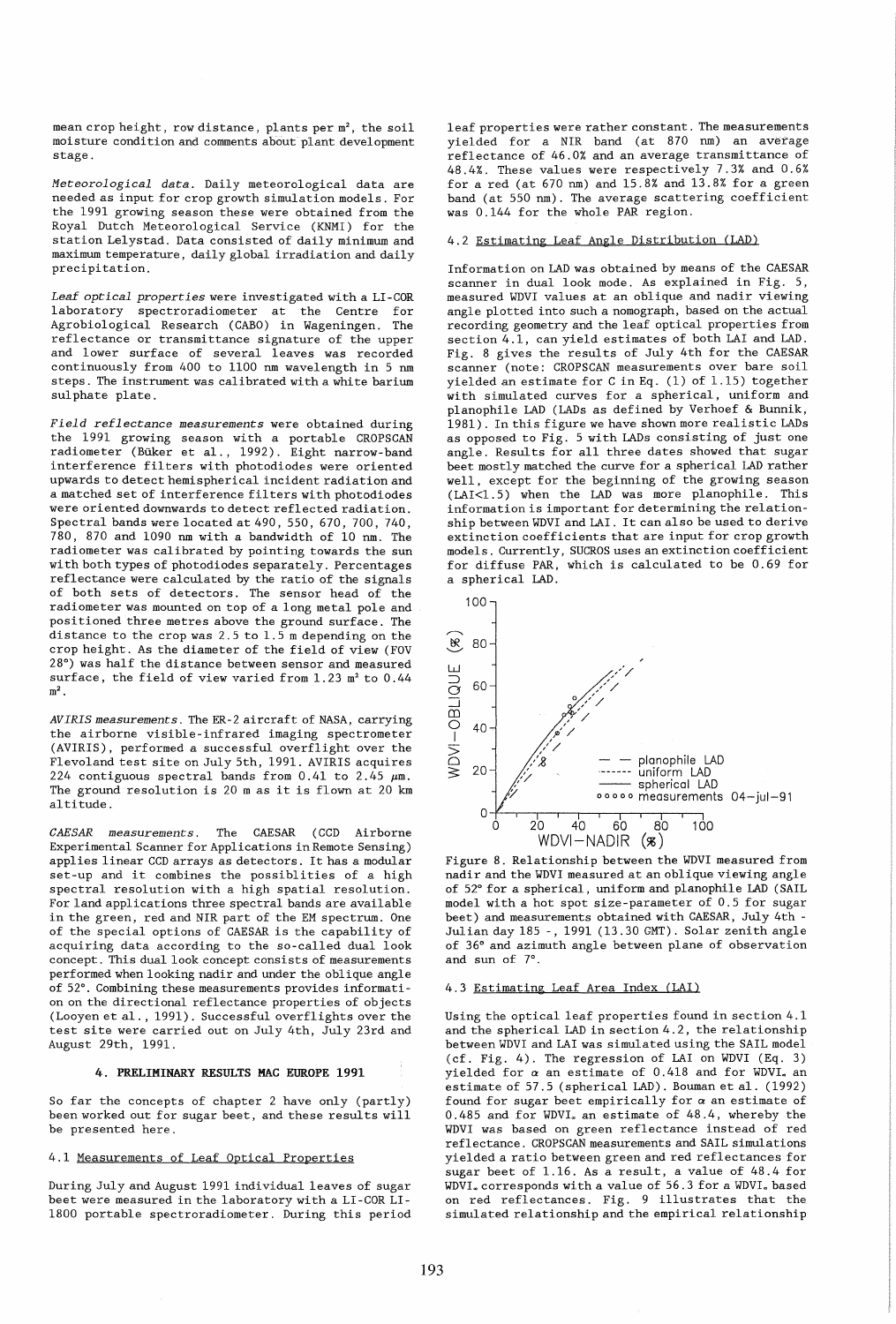mean crop height, row distance, plants per m², the soil moisture condition and comments about plant development stage.

*Meteorological data.* Daily meteorological data are needed as input for crop growth simulation models. For the 1991 growing season these were obtained from the Royal Dutch Meteorological Service (KNMI) for the station Lelystad. Data consisted of daily minimum and maximum temperature, daily global irradiation and daily precipitation.

*Leaf optical properties* were investigated with a LI-COR laboratory spectroradiometer at the Centre for Agrobiological Research (CABO) in Wageningen. The reflectance or transmittance signature of the upper and lower surface of several leaves was recorded continuously from 400 to 1100 nm wavelength in 5 nm steps. The instrument was calibrated with a white barium sulphate plate.

*Field reflectance measurements* were obtained during the 1991 growing season with a portable CROPSCAN radiometer (Büker et al., 1992). Eight narrow-band interference filters with photodiodes were oriented upwards to detect hemispherical incident radiation and a matched set of interference filters with photodiodes were oriented downwards to detect reflected radiation. Spectral bands were located at 490, 550, 670, 700, 740, 780, 870 and 1090 nm with a bandwidth of 10 nm. The radiometer was calibrated by pointing towards the sun with both types of photodiodes separately. Percentages reflectance were calculated by the ratio of the signals of both sets of detectors. The sensor head of the radiometer was mounted on top of a long metal pole and positioned three metres above the ground surface. The distance to the crop was 2.5 to 1.5 m depending on the crop height. As the diameter of the field of view (FOV 28°) was half the distance between sensor and measured surface, the field of view varied from 1.23 m² to 0.44 m².

*AVIRIS measurements.* The ER-2 aircraft of NASA, carrying the airborne visible-infrared imaging spectrometer (AVIRIS), performed a successful overflight over the Flevoland test site on July 5th, 1991. AVIRIS acquires 224 contiguous spectral bands from 0.41 to 2.45 $\mu$m. The ground resolution is 20 m as it is flown at 20 km altitude.

*CAESAR measurements.* The CAESAR (CCD Airborne Experimental Scanner for Applications in Remote Sensing) applies linear CCD arrays as detectors. It has a modular set-up and it combines the possiblities of a high spectral resolution with a high spatial resolution. For land applications three spectral bands are available in the green, red and NIR part of the EM spectrum. One of the special options of CAESAR is the capability of acquiring data according to the so-called dual look concept. This dual look concept consists of measurements performed when looking nadir and under the oblique angle of 52°. Combining these measurements provides information on the directional reflectance properties of objects (Looyen et al., 1991). Successful overflights over the test site were carried out on July 4th, July 23rd and August 29th, 1991.

## 4. PRELIMINARY RESULTS MAC EUROPE 1991

So far the concepts of chapter 2 have only (partly) been worked out for sugar beet, and these results will be presented here.

### 4.1 Measurements of Leaf Optical Properties

During July and August 1991 individual leaves of sugar beet were measured in the laboratory with a LI-COR LI-1800 portable spectroradiometer. During this period leaf properties were rather constant. The measurements yielded for a NIR band (at 870 nm) an average reflectance of 46.0% and an average transmittance of 48.4%. These values were respectively 7.3% and 0.6% for a red (at 670 nm) and 15.8% and 13.8% for a green band (at 550 nm). The average scattering coefficient was 0.144 for the whole PAR region.

### 4.2 Estimating Leaf Angle Distribution (LAD)

Information on LAD was obtained by means of the CAESAR scanner in dual look mode. As explained in Fig. 5, measured WDVI values at an oblique and nadir viewing angle plotted into such a nomograph, based on the actual recording geometry and the leaf optical properties from section 4.1, can yield estimates of both LAI and LAD. Fig. 8 gives the results of July 4th for the CAESAR scanner (note: CROPSCAN measurements over bare soil yielded an estimate for C in Eq. (1) of 1.15) together with simulated curves for a spherical, uniform and planophile LAD (LADs as defined by Verhoef & Bunnik, 1981). In this figure we have shown more realistic LADs as opposed to Fig. 5 with LADs consisting of just one angle. Results for all three dates showed that sugar beet mostly matched the curve for a spherical LAD rather well, except for the beginning of the growing season (LAI<1.5) when the LAD was more planophile. This information is important for determining the relationship between WDVI and LAI. It can also be used to derive extinction coefficients that are input for crop growth models. Currently, SUCROS uses an extinction coefficient for diffuse PAR, which is calculated to be 0.69 for a spherical LAD.

Figure 8. Relationship between the WDVI measured from nadir and the WDVI measured at an oblique viewing angle of 52° for a spherical, uniform and planophile LAD (SAIL model with a hot spot size-parameter of 0.5 for sugar beet) and measurements obtained with CAESAR, July 4th - Julian day 185 -, 1991 (13.30 GMT). Solar zenith angle of 36° and azimuth angle between plane of observation and sun of 7°.

### 4.3 Estimating Leaf Area Index (LAI)

Using the optical leaf properties found in section 4.1 and the spherical LAD in section 4.2, the relationship between WDVI and LAI was simulated using the SAIL model (cf. Fig. 4). The regression of LAI on WDVI (Eq. 3) yielded for $\alpha$ an estimate of 0.418 and for $WDVI_\infty$ an estimate of 57.5 (spherical LAD). Bouman et al. (1992) found for sugar beet empirically for $\alpha$ an estimate of 0.485 and for $WDVI_\infty$ an estimate of 48.4, whereby the WDVI was based on green reflectance instead of red reflectance. CROPSCAN measurements and SAIL simulations yielded a ratio between green and red reflectances for sugar beet of 1.16. As a result, a value of 48.4 for $WDVI_\infty$ corresponds with a value of 56.3 for a $WDVI_\infty$ based on red reflectances. Fig. 9 illustrates that the simulated relationship and the empirical relationship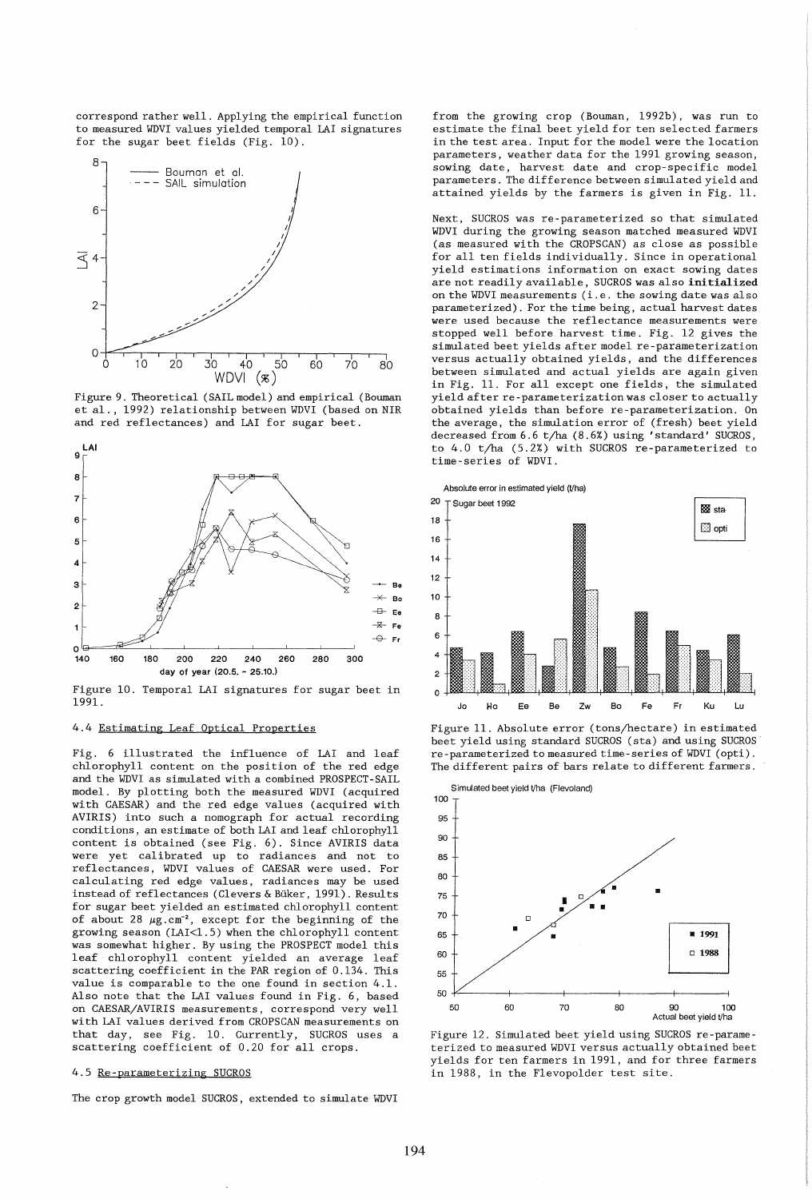correspond rather well. Applying the empirical function to measured WDVI values yielded temporal LAI signatures for the sugar beet fields (Fig. 10).

Figure 9. Theoretical (SAIL model) and empirical (Bouman et al., 1992) relationship between WDVI (based on NIR and red reflectances) and LAI for sugar beet.

Figure 10. Temporal LAI signatures for sugar beet in 1991.

### 4.4 Estimating Leaf Optical Properties

Fig. 6 illustrated the influence of LAI and leaf chlorophyll content on the position of the red edge and the WDVI as simulated with a combined PROSPECT-SAIL model. By plotting both the measured WDVI (acquired with CAESAR) and the red edge values (acquired with AVIRIS) into such a nomograph for actual recording conditions, an estimate of both LAI and leaf chlorophyll content is obtained (see Fig. 6). Since AVIRIS data were yet calibrated up to radiances and not to reflectances, WDVI values of CAESAR were used. For calculating red edge values, radiances may be used instead of reflectances (Clevers & Büker, 1991). Results for sugar beet yielded an estimated chlorophyll content of about 28 $\mu g.cm^{-2}$, except for the beginning of the growing season (LAI<1.5) when the chlorophyll content was somewhat higher. By using the PROSPECT model this leaf chlorophyll content yielded an average leaf scattering coefficient in the PAR region of 0.134. This value is comparable to the one found in section 4.1. Also note that the LAI values found in Fig. 6, based on CAESAR/AVIRIS measurements, correspond very well with LAI values derived from CROPSCAN measurements on that day, see Fig. 10. Currently, SUCROS uses a scattering coefficient of 0.20 for all crops.

### 4.5 Re-parameterizing SUCROS

The crop growth model SUCROS, extended to simulate WDVI from the growing crop (Bouman, 1992b), was run to estimate the final beet yield for ten selected farmers in the test area. Input for the model were the location parameters, weather data for the 1991 growing season, sowing date, harvest date and crop-specific model parameters. The difference between simulated yield and attained yields by the farmers is given in Fig. 11.

Next, SUCROS was re-parameterized so that simulated WDVI during the growing season matched measured WDVI (as measured with the CROPSCAN) as close as possible for all ten fields individually. Since in operational yield estimations information on exact sowing dates are not readily available, SUCROS was also **initialized** on the WDVI measurements (i.e. the sowing date was also parameterized). For the time being, actual harvest dates were used because the reflectance measurements were stopped well before harvest time. Fig. 12 gives the simulated beet yields after model re-parameterization versus actually obtained yields, and the differences between simulated and actual yields are again given in Fig. 11. For all except one fields, the simulated yield after re-parameterization was closer to actually obtained yields than before re-parameterization. On the average, the simulation error of (fresh) beet yield decreased from 6.6 t/ha (8.6%) using 'standard' SUCROS, to 4.0 t/ha (5.2%) with SUCROS re-parameterized to time-series of WDVI.

Figure 11. Absolute error (tons/hectare) in estimated beet yield using standard SUCROS (sta) and using SUCROS re-parameterized to measured time-series of WDVI (opti). The different pairs of bars relate to different farmers.

Figure 12. Simulated beet yield using SUCROS re-parameterized to measured WDVI versus actually obtained beet yields for ten farmers in 1991, and for three farmers in 1988, in the Flevopolder test site.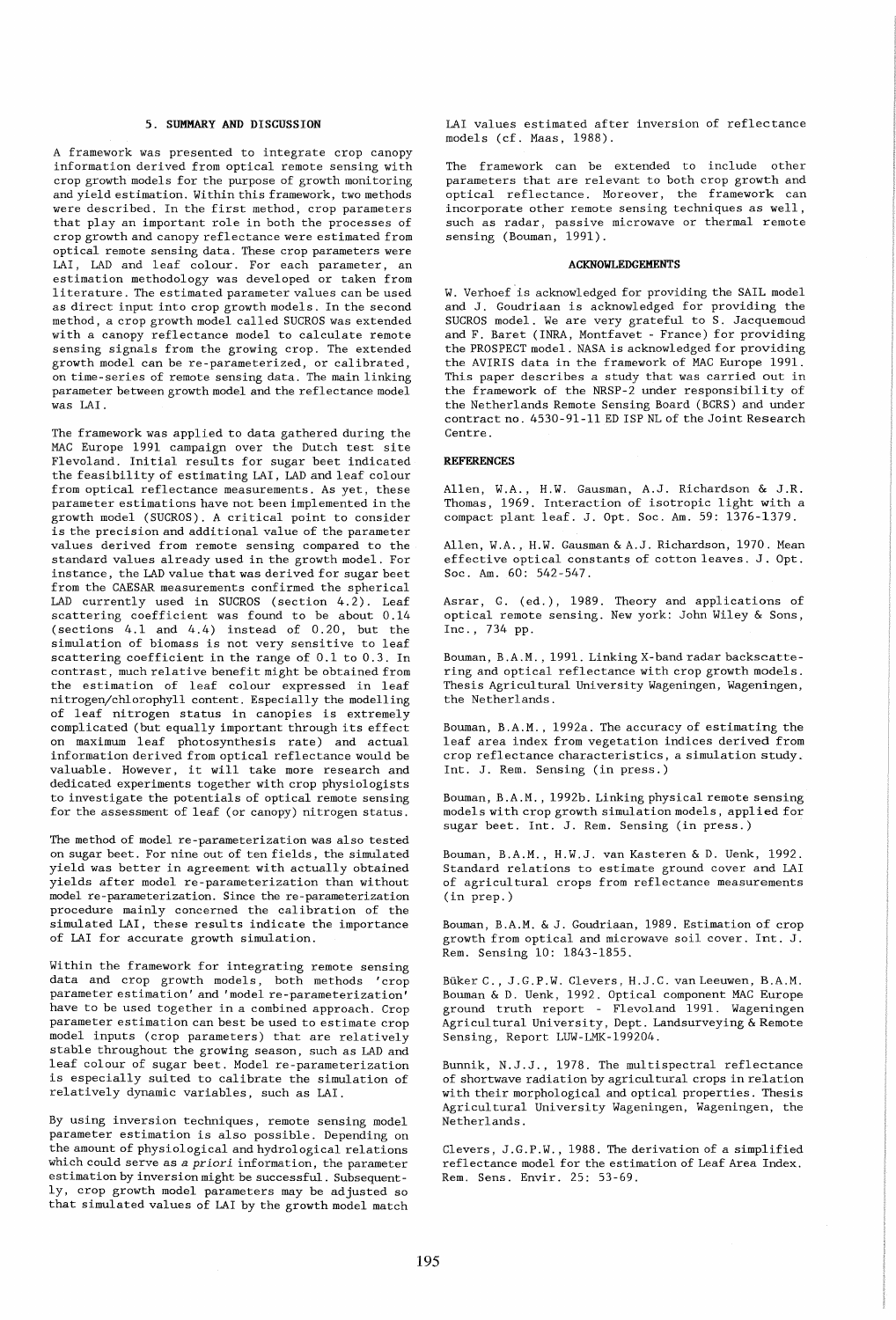## 5. SUMMARY AND DISCUSSION

A framework was presented to integrate crop canopy information derived from optical remote sensing with crop growth models for the purpose of growth monitoring and yield estimation. Within this framework, two methods were described. In the first method, crop parameters that play an important role in both the processes of crop growth and canopy reflectance were estimated from optical remote sensing data. These crop parameters were LAI, LAD and leaf colour. For each parameter, an estimation methodology was developed or taken from literature. The estimated parameter values can be used as direct input into crop growth models. In the second method, a crop growth model called SUCROS was extended with a canopy reflectance model to calculate remote sensing signals from the growing crop. The extended growth model can be re-parameterized, or calibrated, on time-series of remote sensing data. The main linking parameter between growth model and the reflectance model was LAI.

The framework was applied to data gathered during the MAC Europe 1991 campaign over the Dutch test site Flevoland. Initial results for sugar beet indicated the feasibility of estimating LAI, LAD and leaf colour from optical reflectance measurements. As yet, these parameter estimations have not been implemented in the growth model (SUCROS). A critical point to consider is the precision and additional value of the parameter values derived from remote sensing compared to the standard values already used in the growth model. For instance, the LAD value that was derived for sugar beet from the CAESAR measurements confirmed the spherical LAD currently used in SUCROS (section 4.2). Leaf scattering coefficient was found to be about 0.14 (sections 4.1 and 4.4) instead of 0.20, but the simulation of biomass is not very sensitive to leaf scattering coefficient in the range of 0.1 to 0.3. In contrast, much relative benefit might be obtained from the estimation of leaf colour expressed in leaf nitrogen/chlorophyll content. Especially the modelling of leaf nitrogen status in canopies is extremely complicated (but equally important through its effect on maximum leaf photosynthesis rate) and actual information derived from optical reflectance would be valuable. However, it will take more research and dedicated experiments together with crop physiologists to investigate the potentials of optical remote sensing for the assessment of leaf (or canopy) nitrogen status.

The method of model re-parameterization was also tested on sugar beet. For nine out of ten fields, the simulated yield was better in agreement with actually obtained yields after model re-parameterization than without model re-parameterization. Since the re-parameterization procedure mainly concerned the calibration of the simulated LAI, these results indicate the importance of LAI for accurate growth simulation.

Within the framework for integrating remote sensing data and crop growth models, both methods 'crop parameter estimation' and 'model re-parameterization' have to be used together in a combined approach. Crop parameter estimation can best be used to estimate crop model inputs (crop parameters) that are relatively stable throughout the growing season, such as LAD and leaf colour of sugar beet. Model re-parameterization is especially suited to calibrate the simulation of relatively dynamic variables, such as LAI.

By using inversion techniques, remote sensing model parameter estimation is also possible. Depending on the amount of physiological and hydrological relations which could serve as *a priori* information, the parameter estimation by inversion might be successful. Subsequently, crop growth model parameters may be adjusted so that simulated values of LAI by the growth model match LAI values estimated after inversion of reflectance models (cf. Maas, 1988).

The framework can be extended to include other parameters that are relevant to both crop growth and optical reflectance. Moreover, the framework can incorporate other remote sensing techniques as well, such as radar, passive microwave or thermal remote sensing (Bouman, 1991).

## ACKNOWLEDGEMENTS

W. Verhoef is acknowledged for providing the SAIL model and J. Goudriaan is acknowledged for providing the SUCROS model. We are very grateful to S. Jacquemoud and F. Baret (INRA, Montfavet - France) for providing the PROSPECT model. NASA is acknowledged for providing the AVIRIS data in the framework of MAC Europe 1991. This paper describes a study that was carried out in the framework of the NRSP-2 under responsibility of the Netherlands Remote Sensing Board (BCRS) and under contract no. 4530-91-11 ED ISP NL of the Joint Research Centre.

## REFERENCES

Allen, W.A., H.W. Gausman, A.J. Richardson & J.R. Thomas, 1969. Interaction of isotropic light with a compact plant leaf. J. Opt. Soc. Am. 59: 1376-1379.

Allen, W.A., H.W. Gausman & A.J. Richardson, 1970. Mean effective optical constants of cotton leaves. J. Opt. Soc. Am. 60: 542-547.

Asrar, G. (ed.), 1989. Theory and applications of optical remote sensing. New york: John Wiley & Sons, Inc., 734 pp.

Bouman, B.A.M., 1991. Linking X-band radar backscattering and optical reflectance with crop growth models. Thesis Agricultural University Wageningen, Wageningen, the Netherlands.

Bouman, B.A.M., 1992a. The accuracy of estimating the leaf area index from vegetation indices derived from crop reflectance characteristics, a simulation study. Int. J. Rem. Sensing (in press.)

Bouman, B.A.M., 1992b. Linking physical remote sensing models with crop growth simulation models, applied for sugar beet. Int. J. Rem. Sensing (in press.)

Bouman, B.A.M., H.W.J. van Kasteren & D. Uenk, 1992. Standard relations to estimate ground cover and LAI of agricultural crops from reflectance measurements (in prep.)

Bouman, B.A.M. & J. Goudriaan, 1989. Estimation of crop growth from optical and microwave soil cover. Int. J. Rem. Sensing 10: 1843-1855.

Büker C., J.G.P.W. Clevers, H.J.C. van Leeuwen, B.A.M. Bouman & D. Uenk, 1992. Optical component MAC Europe ground truth report - Flevoland 1991. Wageningen Agricultural University, Dept. Landsurveying & Remote Sensing, Report LUW-LMK-199204.

Bunnik, N.J.J., 1978. The multispectral reflectance of shortwave radiation by agricultural crops in relation with their morphological and optical properties. Thesis Agricultural University Wageningen, Wageningen, the Netherlands.

Clevers, J.G.P.W., 1988. The derivation of a simplified reflectance model for the estimation of Leaf Area Index. Rem. Sens. Envir. 25: 53-69.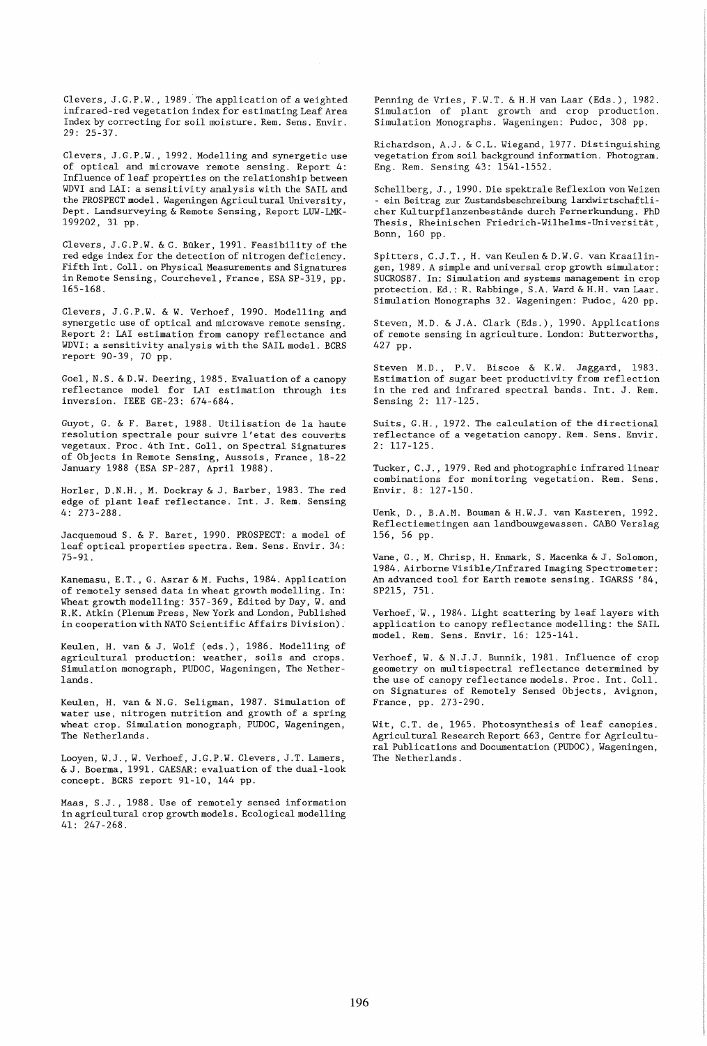Clevers, J.G.P.W., 1989. The application of a weighted infrared-red vegetation index for estimating Leaf Area Index by correcting for soil moisture. Rem. Sens. Envir. 29: 25-37.

Clevers, J.G.P.W., 1992. Modelling and synergetic use of optical and microwave remote sensing. Report 4: Influence of leaf properties on the relationship between WDVI and LAI: a sensitivity analysis with the SAIL and the PROSPECT model. Wageningen Agricultural University, Dept. Landsurveying & Remote Sensing, Report LUW-LMK-199202, 31 pp.

Clevers, J.G.P.W. & C. Büker, 1991. Feasibility of the red edge index for the detection of nitrogen deficiency. Fifth Int. Coll. on Physical Measurements and Signatures in Remote Sensing, Courchevel, France, ESA SP-319, pp. 165-168.

Clevers, J.G.P.W. & W. Verhoef, 1990. Modelling and synergetic use of optical and microwave remote sensing. Report 2: LAI estimation from canopy reflectance and WDVI: a sensitivity analysis with the SAIL model. BCRS report 90-39, 70 pp.

Goel, N.S. & D.W. Deering, 1985. Evaluation of a canopy reflectance model for LAI estimation through its inversion. IEEE GE-23: 674-684.

Guyot, G. & F. Baret, 1988. Utilisation de la haute resolution spectrale pour suivre l'etat des couverts vegetaux. Proc. 4th Int. Coll. on Spectral Signatures of Objects in Remote Sensing, Aussois, France, 18-22 January 1988 (ESA SP-287, April 1988).

Horler, D.N.H., M. Dockray & J. Barber, 1983. The red edge of plant leaf reflectance. Int. J. Rem. Sensing 4: 273-288.

Jacquemoud S. & F. Baret, 1990. PROSPECT: a model of leaf optical properties spectra. Rem. Sens. Envir. 34: 75-91.

Kanemasu, E.T., G. Asrar & M. Fuchs, 1984. Application of remotely sensed data in wheat growth modelling. In: Wheat growth modelling: 357-369, Edited by Day, W. and R.K. Atkin (Plenum Press, New York and London, Published in cooperation with NATO Scientific Affairs Division).

Keulen, H. van & J. Wolf (eds.), 1986. Modelling of agricultural production: weather, soils and crops. Simulation monograph, PUDOC, Wageningen, The Netherlands.

Keulen, H. van & N.G. Seligman, 1987. Simulation of water use, nitrogen nutrition and growth of a spring wheat crop. Simulation monograph, PUDOC, Wageningen, The Netherlands.

Looyen, W.J., W. Verhoef, J.G.P.W. Clevers, J.T. Lamers, & J. Boerma, 1991. CAESAR: evaluation of the dual-look concept. BCRS report 91-10, 144 pp.

Maas, S.J., 1988. Use of remotely sensed information in agricultural crop growth models. Ecological modelling 41: 247-268.

Penning de Vries, F.W.T. & H.H van Laar (Eds.), 1982. Simulation of plant growth and crop production. Simulation Monographs. Wageningen: Pudoc, 308 pp.

Richardson, A.J. & C.L. Wiegand, 1977. Distinguishing vegetation from soil background information. Photogram. Eng. Rem. Sensing 43: 1541-1552.

Schellberg, J., 1990. Die spektrale Reflexion von Weizen - ein Beitrag zur Zustandsbeschreibung landwirtschaftlicher Kulturpflanzenbestände durch Fernerkundung. PhD Thesis, Rheinischen Friedrich-Wilhelms-Universität, Bonn, 160 pp.

Spitters, C.J.T., H. van Keulen & D.W.G. van Kraailingen, 1989. A simple and universal crop growth simulator: SUCROS87. In: Simulation and systems management in crop protection. Ed.: R. Rabbinge, S.A. Ward & H.H. van Laar. Simulation Monographs 32. Wageningen: Pudoc, 420 pp.

Steven, M.D. & J.A. Clark (Eds.), 1990. Applications of remote sensing in agriculture. London: Butterworths, 427 pp.

Steven M.D., P.V. Biscoe & K.W. Jaggard, 1983. Estimation of sugar beet productivity from reflection in the red and infrared spectral bands. Int. J. Rem. Sensing 2: 117-125.

Suits, G.H., 1972. The calculation of the directional reflectance of a vegetation canopy. Rem. Sens. Envir. 2: 117-125.

Tucker, C.J., 1979. Red and photographic infrared linear combinations for monitoring vegetation. Rem. Sens. Envir. 8: 127-150.

Uenk, D., B.A.M. Bouman & H.W.J. van Kasteren, 1992. Reflectiemetingen aan landbouwgewassen. CABO Verslag 156, 56 pp.

Vane, G., M. Chrisp, H. Enmark, S. Macenka & J. Solomon, 1984. Airborne Visible/Infrared Imaging Spectrometer: An advanced tool for Earth remote sensing. IGARSS '84, SP215, 751.

Verhoef, W., 1984. Light scattering by leaf layers with application to canopy reflectance modelling: the SAIL model. Rem. Sens. Envir. 16: 125-141.

Verhoef, W. & N.J.J. Bunnik, 1981. Influence of crop geometry on multispectral reflectance determined by the use of canopy reflectance models. Proc. Int. Coll. on Signatures of Remotely Sensed Objects, Avignon, France, pp. 273-290.

Wit, C.T. de, 1965. Photosynthesis of leaf canopies. Agricultural Research Report 663, Centre for Agricultural Publications and Documentation (PUDOC), Wageningen, The Netherlands.